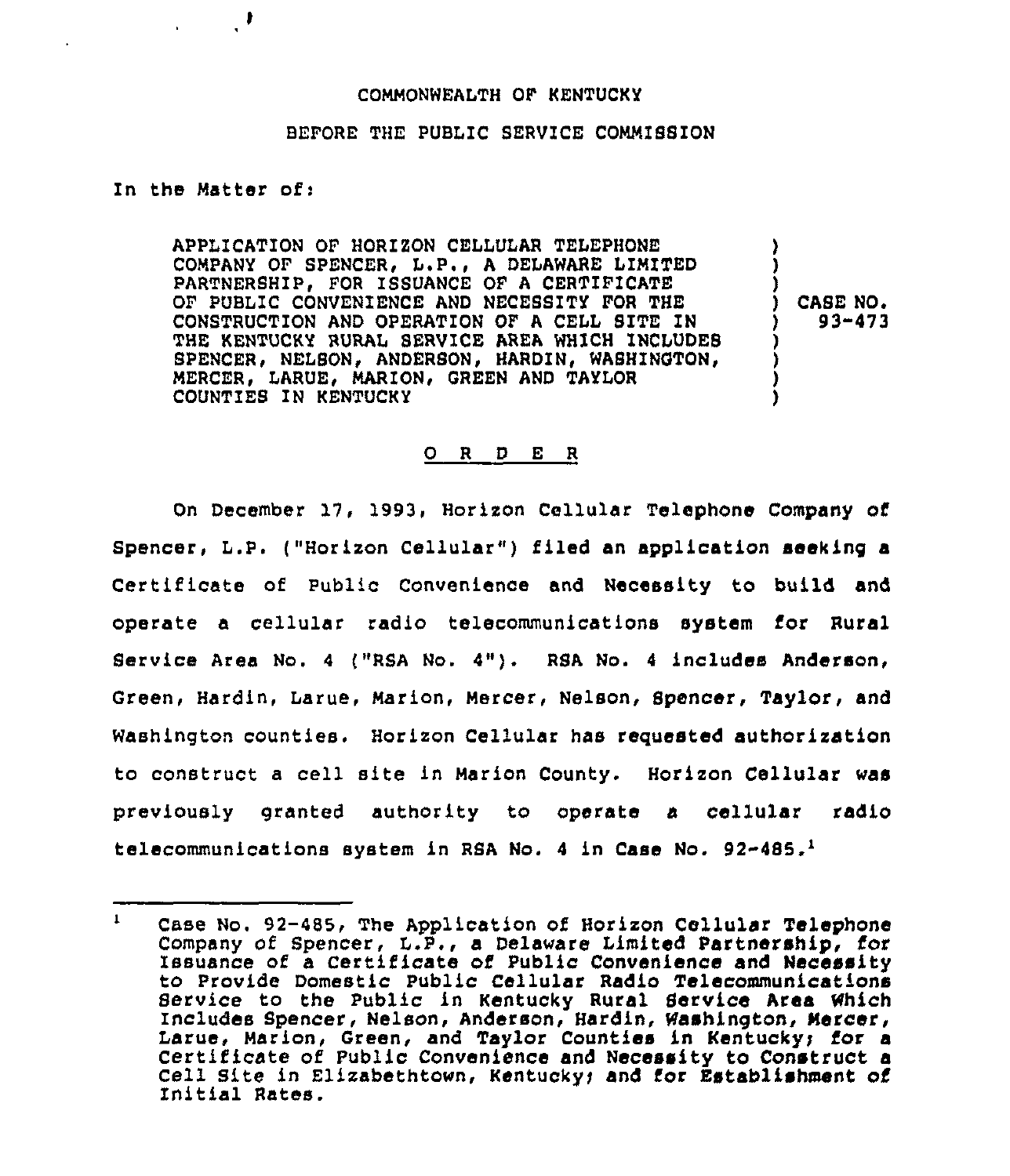COMMONWEALTH OF KENTUCKY

BEFORE THE PUBLIC SERVICE COMMISSION

In the Matter of:

| | |
|---|---|
| APPLICATION OF HORIZON CELLULAR TELEPHONE COMPANY OF SPENCER, L.P., A DELAWARE LIMITED PARTNERSHIP, FOR ISSUANCE OF A CERTIFICATE OF PUBLIC CONVENIENCE AND NECESSITY FOR THE CONSTRUCTION AND OPERATION OF A CELL SITE IN THE KENTUCKY RURAL SERVICE AREA WHICH INCLUDES SPENCER, NELSON, ANDERSON, HARDIN, WASHINGTON, MERCER, LARUE, MARION, GREEN AND TAYLOR COUNTIES IN KENTUCKY | ) CASE NO. 93-473 |

## O R D E R

On December 17, 1993, Horizon Cellular Telephone Company of Spencer, L.P. ("Horizon Cellular") filed an application seeking a Certificate of Public Convenience and Necessity to build and operate a cellular radio telecommunications system for Rural Service Area No. 4 ("RSA No. 4"). RSA No. 4 includes Anderson, Green, Hardin, Larue, Marion, Mercer, Nelson, Spencer, Taylor, and Washington counties. Horizon Cellular has requested authorization to construct a cell site in Marion County. Horizon Cellular was previously granted authority to operate a cellular radio telecommunications system in RSA No. 4 in Case No. 92-485.[1]

---

[1] Case No. 92-485, The Application of Horizon Cellular Telephone Company of Spencer, L.P., a Delaware Limited Partnership, for Issuance of a Certificate of Public Convenience and Necessity to Provide Domestic Public Cellular Radio Telecommunications Service to the Public in Kentucky Rural Service Area Which Includes Spencer, Nelson, Anderson, Hardin, Washington, Mercer, Larue, Marion, Green, and Taylor Counties in Kentucky; for a Certificate of Public Convenience and Necessity to Construct a Cell Site in Elizabethtown, Kentucky; and for Establishment of Initial Rates.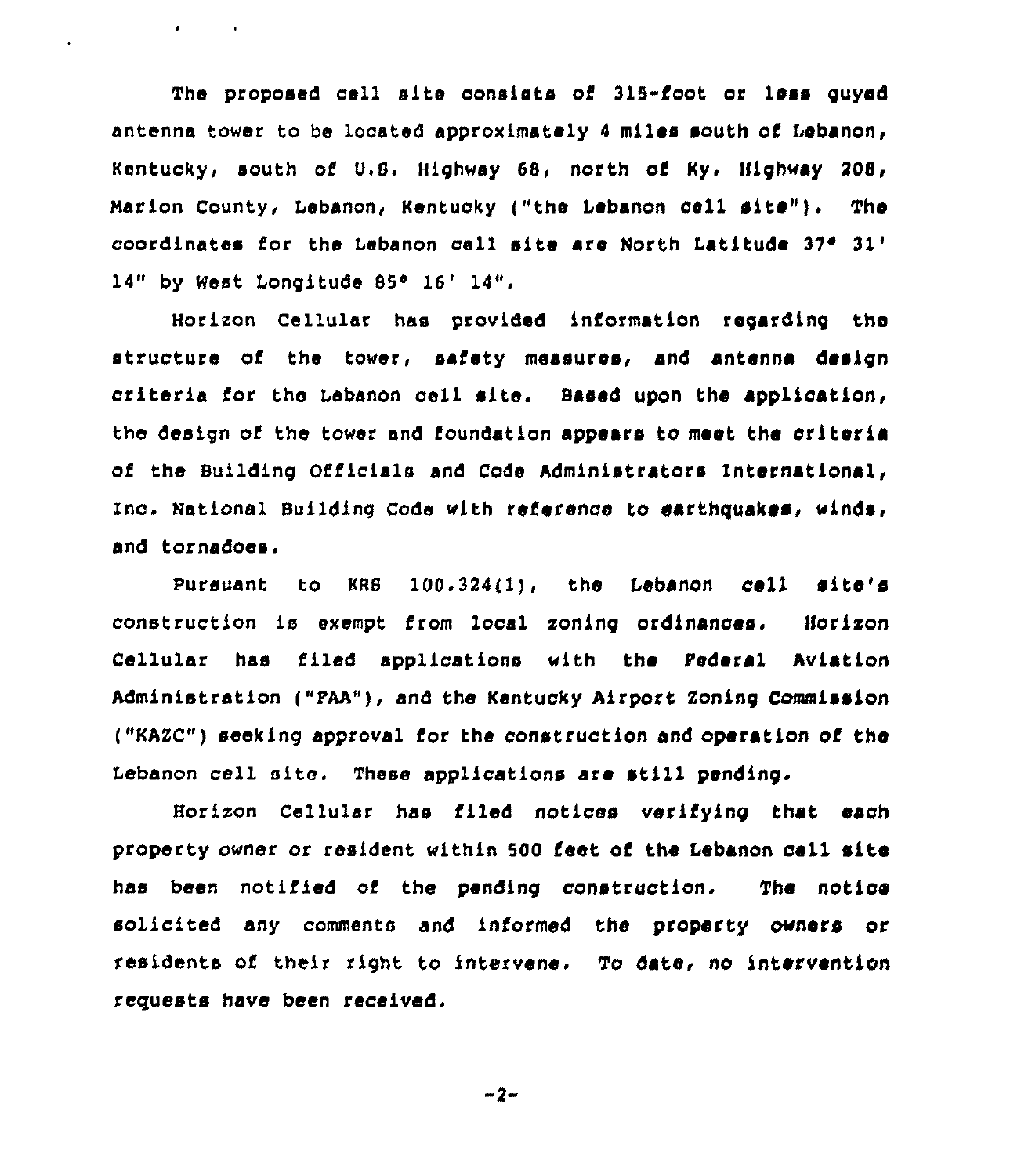The proposed cell site consists of 315-foot or less guyed antenna tower to be located approximately 4 miles south of Lebanon, Kentucky, south of U.S. Highway 68, north of Ky. Highway 208, Marion County, Lebanon, Kentucky ("the Lebanon cell site"). The coordinates for the Lebanon cell site are North Latitude 37° 31' 14" by West Longitude 85° 16' 14".

Horizon Cellular has provided information regarding the structure of the tower, safety measures, and antenna design criteria for the Lebanon cell site. Based upon the application, the design of the tower and foundation appears to meet the criteria of the Building Officials and Code Administrators International, Inc. National Building Code with reference to earthquakes, winds, and tornadoes.

Pursuant to KRS 100.324(1), the Lebanon cell site's construction is exempt from local zoning ordinances. Horizon Cellular has filed applications with the Federal Aviation Administration ("FAA"), and the Kentucky Airport Zoning Commission ("KAZC") seeking approval for the construction and operation of the Lebanon cell site. These applications are still pending.

Horizon Cellular has filed notices verifying that each property owner or resident within 500 feet of the Lebanon cell site has been notified of the pending construction. The notice solicited any comments and informed the property owners or residents of their right to intervene. To date, no intervention requests have been received.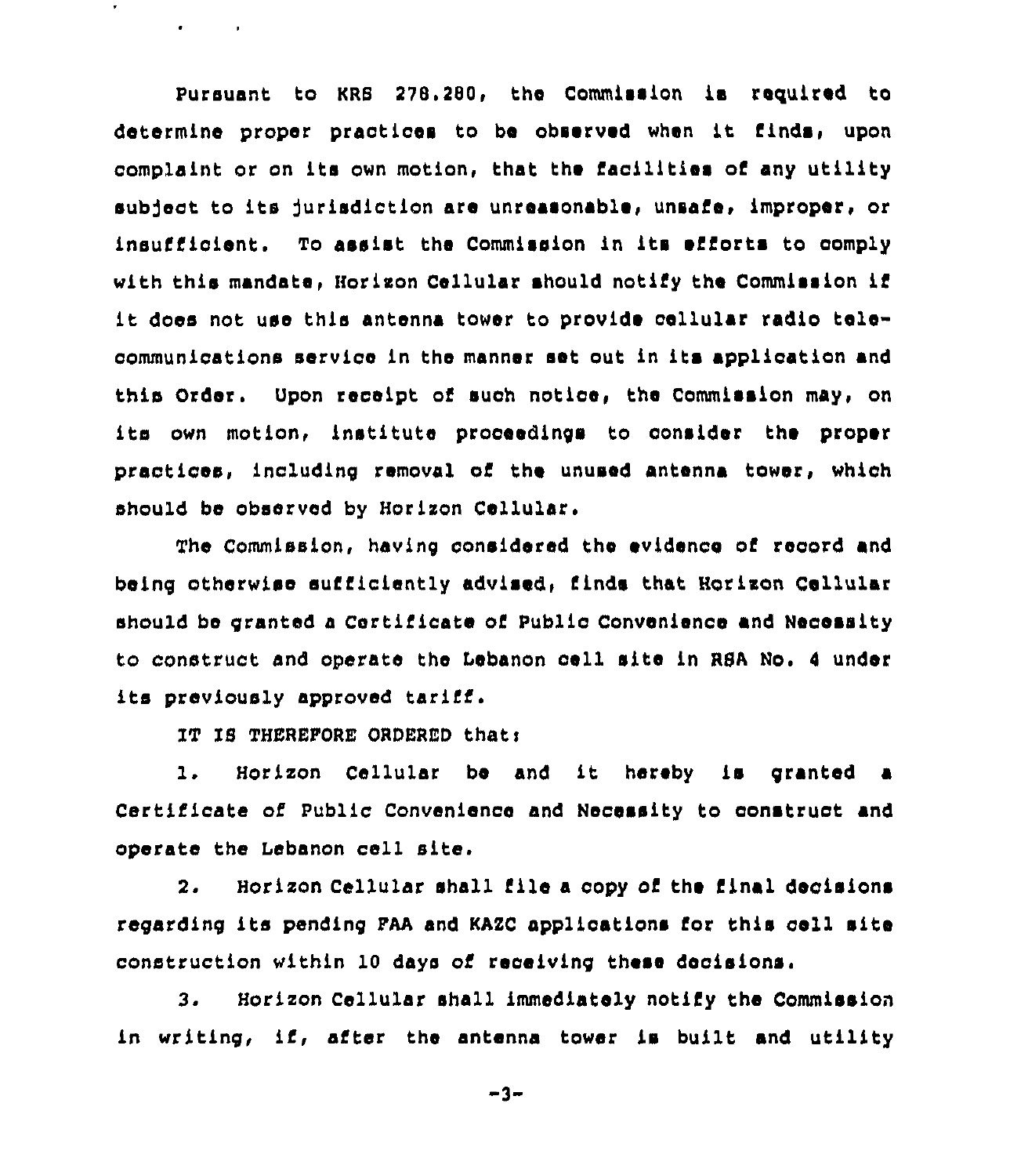Pursuant to KRS 278.280, the Commission is required to determine proper practices to be observed when it finds, upon complaint or on its own motion, that the facilities of any utility subject to its jurisdiction are unreasonable, unsafe, improper, or insufficient. To assist the Commission in its efforts to comply with this mandate, Horizon Cellular should notify the Commission if it does not use this antenna tower to provide cellular radio telecommunications service in the manner set out in its application and this Order. Upon receipt of such notice, the Commission may, on its own motion, institute proceedings to consider the proper practices, including removal of the unused antenna tower, which should be observed by Horizon Cellular.

The Commission, having considered the evidence of record and being otherwise sufficiently advised, finds that Horizon Cellular should be granted a Certificate of Public Convenience and Necessity to construct and operate the Lebanon cell site in RSA No. 4 under its previously approved tariff.

IT IS THEREFORE ORDERED that:

1. Horizon Cellular be and it hereby is granted a Certificate of Public Convenience and Necessity to construct and operate the Lebanon cell site.

2. Horizon Cellular shall file a copy of the final decisions regarding its pending FAA and KAZC applications for this cell site construction within 10 days of receiving these decisions.

3. Horizon Cellular shall immediately notify the Commission in writing, if, after the antenna tower is built and utility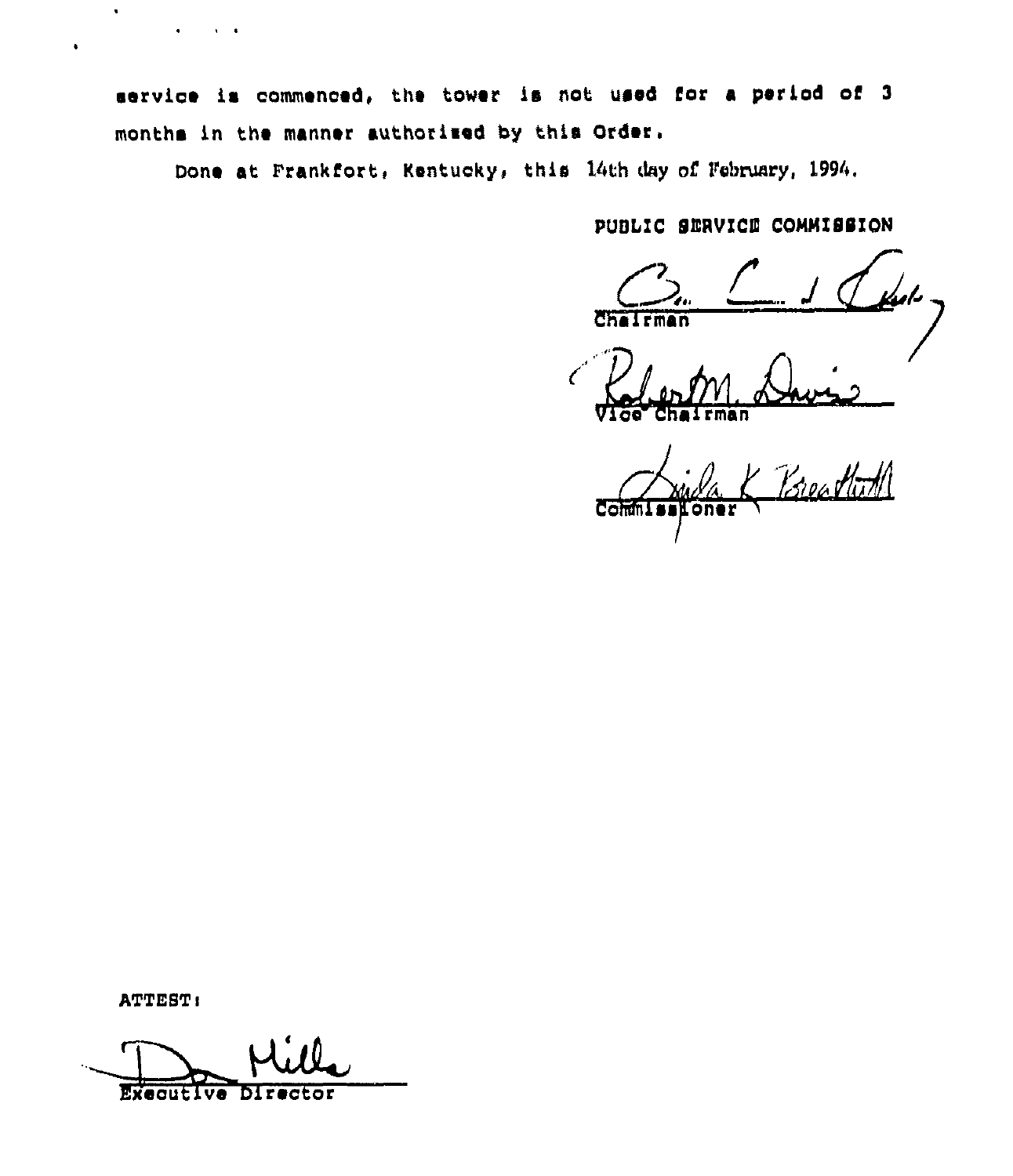service is commenced, the tower is not used for a period of 3 months in the manner authorized by this Order.

Done at Frankfort, Kentucky, this 14th day of February, 1994.

PUBLIC SERVICE COMMISSION

Chairman

Vice Chairman

Commissioner

ATTEST:

Executive Director